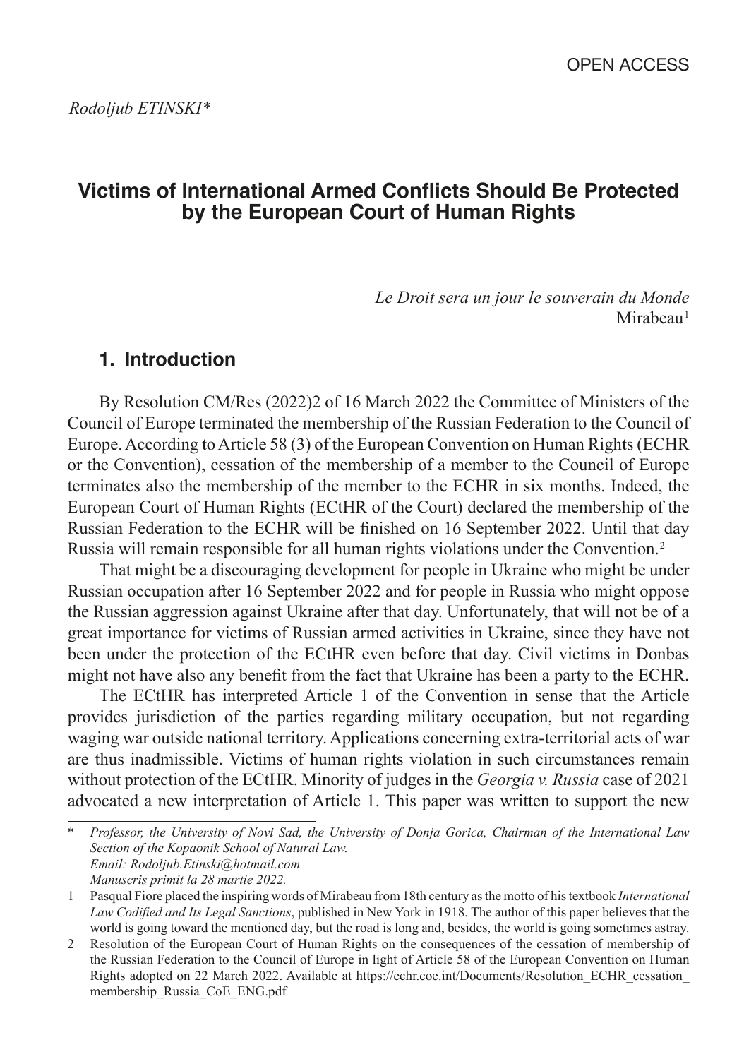OPEN ACCESS

*Rodoljub ETINSKI**

# Victims of International Armed Conflicts Should Be Protected by the European Court of Human Rights

*Le Droit sera un jour le souverain du Monde*
Mirabeau[1]

## 1. Introduction

By Resolution CM/Res (2022)2 of 16 March 2022 the Committee of Ministers of the Council of Europe terminated the membership of the Russian Federation to the Council of Europe. According to Article 58 (3) of the European Convention on Human Rights (ECHR or the Convention), cessation of the membership of a member to the Council of Europe terminates also the membership of the member to the ECHR in six months. Indeed, the European Court of Human Rights (ECtHR of the Court) declared the membership of the Russian Federation to the ECHR will be finished on 16 September 2022. Until that day Russia will remain responsible for all human rights violations under the Convention.[2]

That might be a discouraging development for people in Ukraine who might be under Russian occupation after 16 September 2022 and for people in Russia who might oppose the Russian aggression against Ukraine after that day. Unfortunately, that will not be of a great importance for victims of Russian armed activities in Ukraine, since they have not been under the protection of the ECtHR even before that day. Civil victims in Donbas might not have also any benefit from the fact that Ukraine has been a party to the ECHR.

The ECtHR has interpreted Article 1 of the Convention in sense that the Article provides jurisdiction of the parties regarding military occupation, but not regarding waging war outside national territory. Applications concerning extra-territorial acts of war are thus inadmissible. Victims of human rights violation in such circumstances remain without protection of the ECtHR. Minority of judges in the *Georgia v. Russia* case of 2021 advocated a new interpretation of Article 1. This paper was written to support the new

---

\* *Professor, the University of Novi Sad, the University of Donja Gorica, Chairman of the International Law Section of the Kopaonik School of Natural Law.*
*Email: Rodoljub.Etinski@hotmail.com*
*Manuscris primit la 28 martie 2022.*

1 Pasqual Fiore placed the inspiring words of Mirabeau from 18th century as the motto of his textbook *International Law Codified and Its Legal Sanctions*, published in New York in 1918. The author of this paper believes that the world is going toward the mentioned day, but the road is long and, besides, the world is going sometimes astray.

2 Resolution of the European Court of Human Rights on the consequences of the cessation of membership of the Russian Federation to the Council of Europe in light of Article 58 of the European Convention on Human Rights adopted on 22 March 2022. Available at https://echr.coe.int/Documents/Resolution_ECHR_cessation_membership_Russia_CoE_ENG.pdf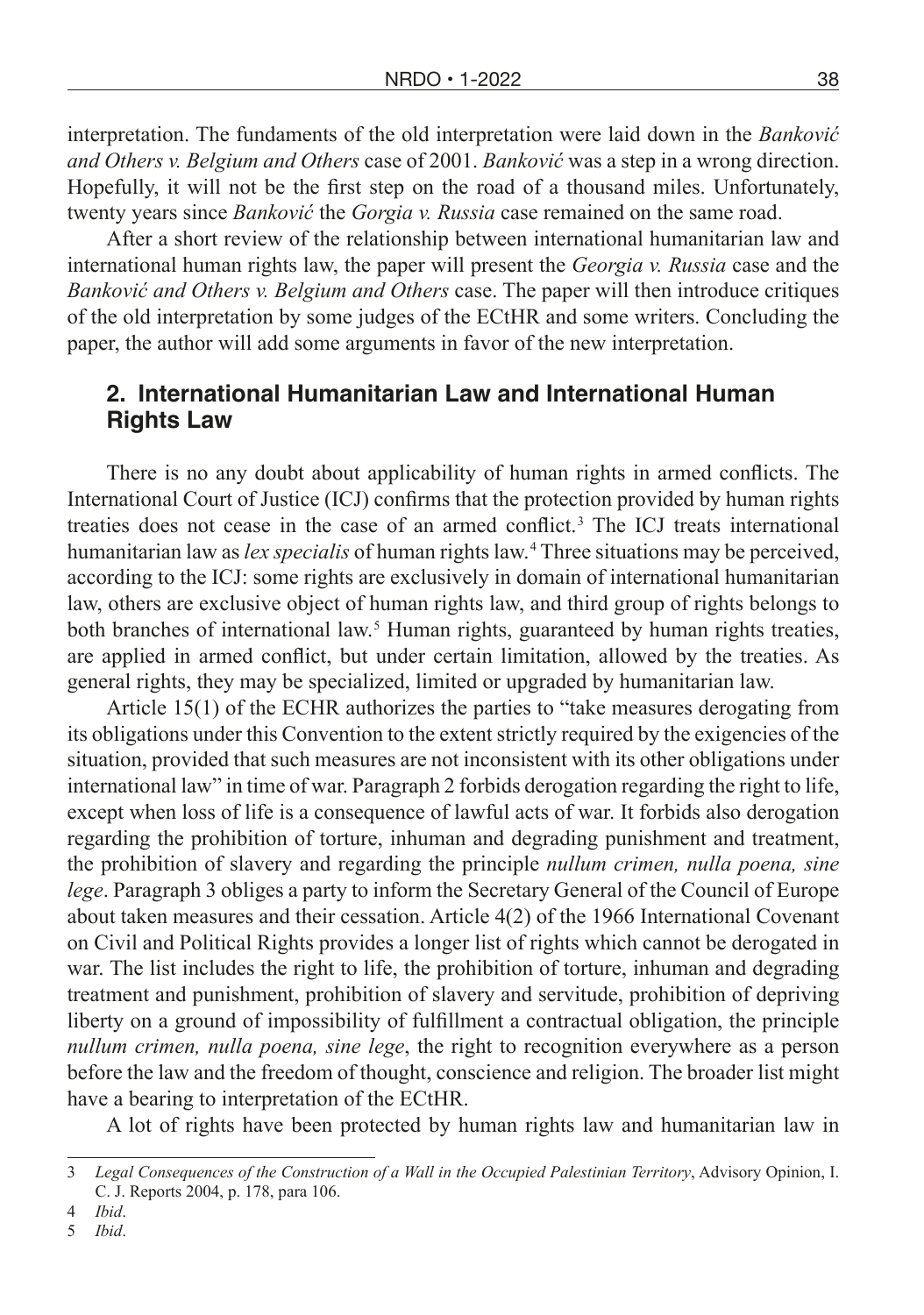interpretation. The fundaments of the old interpretation were laid down in the *Banković and Others v. Belgium and Others* case of 2001. *Banković* was a step in a wrong direction. Hopefully, it will not be the first step on the road of a thousand miles. Unfortunately, twenty years since *Banković* the *Gorgia v. Russia* case remained on the same road.

After a short review of the relationship between international humanitarian law and international human rights law, the paper will present the *Georgia v. Russia* case and the *Banković and Others v. Belgium and Others* case. The paper will then introduce critiques of the old interpretation by some judges of the ECtHR and some writers. Concluding the paper, the author will add some arguments in favor of the new interpretation.

## 2. International Humanitarian Law and International Human Rights Law

There is no any doubt about applicability of human rights in armed conflicts. The International Court of Justice (ICJ) confirms that the protection provided by human rights treaties does not cease in the case of an armed conflict.[3] The ICJ treats international humanitarian law as *lex specialis* of human rights law.[4] Three situations may be perceived, according to the ICJ: some rights are exclusively in domain of international humanitarian law, others are exclusive object of human rights law, and third group of rights belongs to both branches of international law.[5] Human rights, guaranteed by human rights treaties, are applied in armed conflict, but under certain limitation, allowed by the treaties. As general rights, they may be specialized, limited or upgraded by humanitarian law.

Article 15(1) of the ECHR authorizes the parties to "take measures derogating from its obligations under this Convention to the extent strictly required by the exigencies of the situation, provided that such measures are not inconsistent with its other obligations under international law" in time of war. Paragraph 2 forbids derogation regarding the right to life, except when loss of life is a consequence of lawful acts of war. It forbids also derogation regarding the prohibition of torture, inhuman and degrading punishment and treatment, the prohibition of slavery and regarding the principle *nullum crimen, nulla poena, sine lege*. Paragraph 3 obliges a party to inform the Secretary General of the Council of Europe about taken measures and their cessation. Article 4(2) of the 1966 International Covenant on Civil and Political Rights provides a longer list of rights which cannot be derogated in war. The list includes the right to life, the prohibition of torture, inhuman and degrading treatment and punishment, prohibition of slavery and servitude, prohibition of depriving liberty on a ground of impossibility of fulfillment a contractual obligation, the principle *nullum crimen, nulla poena, sine lege*, the right to recognition everywhere as a person before the law and the freedom of thought, conscience and religion. The broader list might have a bearing to interpretation of the ECtHR.

A lot of rights have been protected by human rights law and humanitarian law in

---

3 *Legal Consequences of the Construction of a Wall in the Occupied Palestinian Territory*, Advisory Opinion, I. C. J. Reports 2004, p. 178, para 106.

4 *Ibid*.

5 *Ibid*.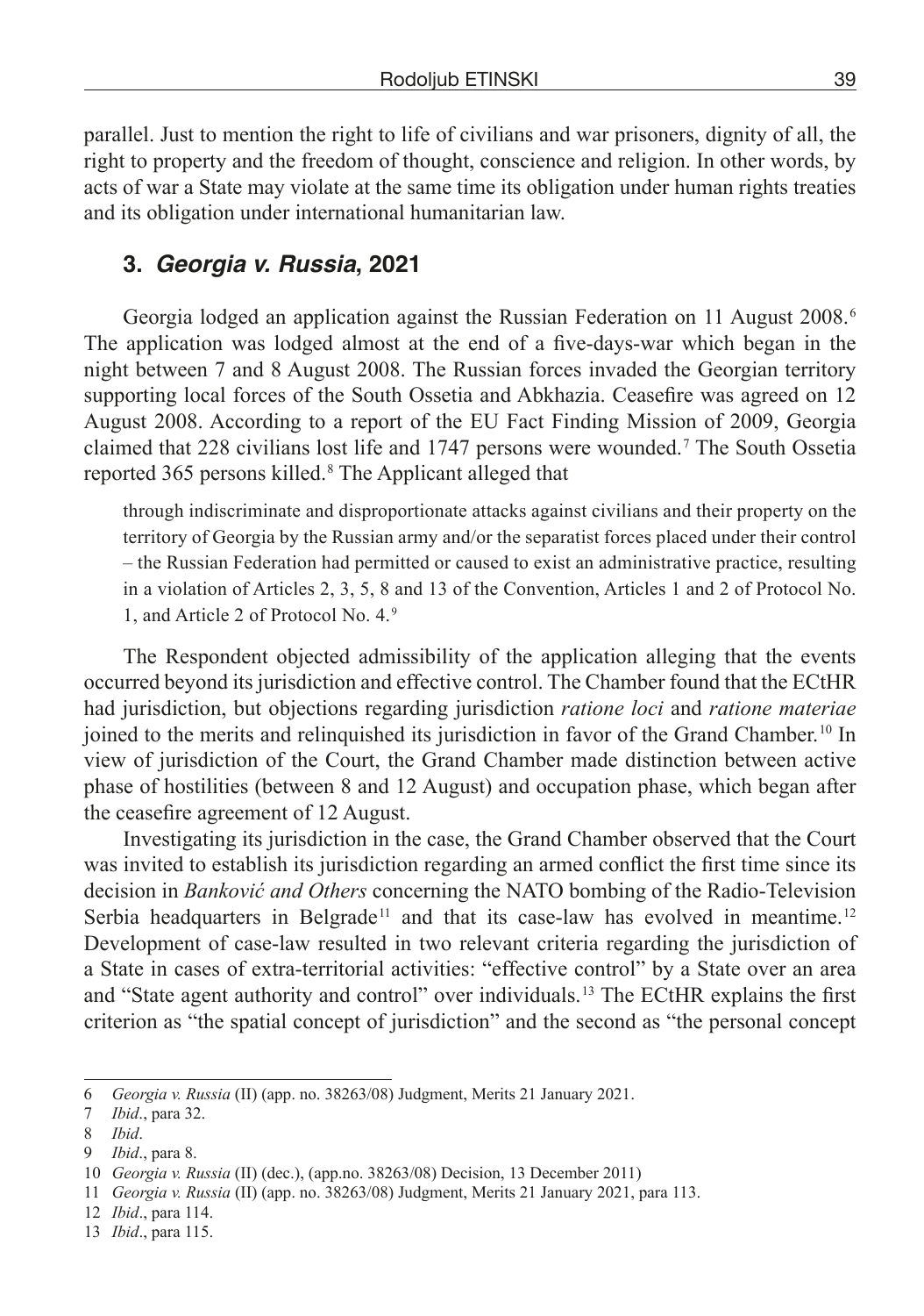parallel. Just to mention the right to life of civilians and war prisoners, dignity of all, the right to property and the freedom of thought, conscience and religion. In other words, by acts of war a State may violate at the same time its obligation under human rights treaties and its obligation under international humanitarian law.

## 3. *Georgia v. Russia*, 2021

Georgia lodged an application against the Russian Federation on 11 August 2008.[6] The application was lodged almost at the end of a five-days-war which began in the night between 7 and 8 August 2008. The Russian forces invaded the Georgian territory supporting local forces of the South Ossetia and Abkhazia. Ceasefire was agreed on 12 August 2008. According to a report of the EU Fact Finding Mission of 2009, Georgia claimed that 228 civilians lost life and 1747 persons were wounded.[7] The South Ossetia reported 365 persons killed.[8] The Applicant alleged that

> through indiscriminate and disproportionate attacks against civilians and their property on the territory of Georgia by the Russian army and/or the separatist forces placed under their control – the Russian Federation had permitted or caused to exist an administrative practice, resulting in a violation of Articles 2, 3, 5, 8 and 13 of the Convention, Articles 1 and 2 of Protocol No. 1, and Article 2 of Protocol No. 4.[9]

The Respondent objected admissibility of the application alleging that the events occurred beyond its jurisdiction and effective control. The Chamber found that the ECtHR had jurisdiction, but objections regarding jurisdiction *ratione loci* and *ratione materiae* joined to the merits and relinquished its jurisdiction in favor of the Grand Chamber.[10] In view of jurisdiction of the Court, the Grand Chamber made distinction between active phase of hostilities (between 8 and 12 August) and occupation phase, which began after the ceasefire agreement of 12 August.

Investigating its jurisdiction in the case, the Grand Chamber observed that the Court was invited to establish its jurisdiction regarding an armed conflict the first time since its decision in *Banković and Others* concerning the NATO bombing of the Radio-Television Serbia headquarters in Belgrade[11] and that its case-law has evolved in meantime.[12] Development of case-law resulted in two relevant criteria regarding the jurisdiction of a State in cases of extra-territorial activities: "effective control" by a State over an area and "State agent authority and control" over individuals.[13] The ECtHR explains the first criterion as "the spatial concept of jurisdiction" and the second as "the personal concept

---

6 *Georgia v. Russia* (II) (app. no. 38263/08) Judgment, Merits 21 January 2021.

7 *Ibid*., para 32.

8 *Ibid*.

9 *Ibid*., para 8.

10 *Georgia v. Russia* (II) (dec.), (app.no. 38263/08) Decision, 13 December 2011)

11 *Georgia v. Russia* (II) (app. no. 38263/08) Judgment, Merits 21 January 2021, para 113.

12 *Ibid*., para 114.

13 *Ibid*., para 115.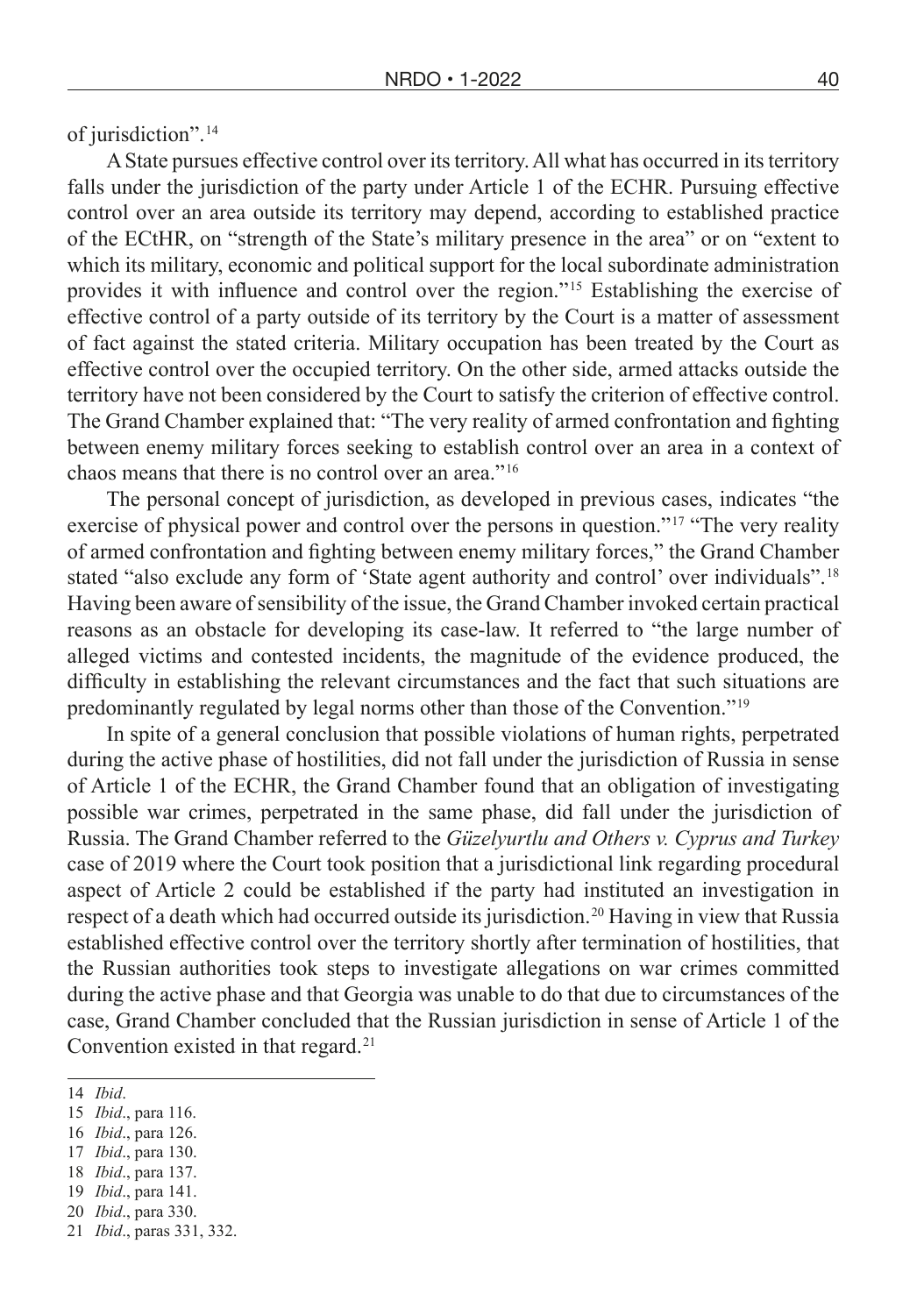of jurisdiction".[14]

A State pursues effective control over its territory. All what has occurred in its territory falls under the jurisdiction of the party under Article 1 of the ECHR. Pursuing effective control over an area outside its territory may depend, according to established practice of the ECtHR, on "strength of the State's military presence in the area" or on "extent to which its military, economic and political support for the local subordinate administration provides it with influence and control over the region."[15] Establishing the exercise of effective control of a party outside of its territory by the Court is a matter of assessment of fact against the stated criteria. Military occupation has been treated by the Court as effective control over the occupied territory. On the other side, armed attacks outside the territory have not been considered by the Court to satisfy the criterion of effective control. The Grand Chamber explained that: "The very reality of armed confrontation and fighting between enemy military forces seeking to establish control over an area in a context of chaos means that there is no control over an area."[16]

The personal concept of jurisdiction, as developed in previous cases, indicates "the exercise of physical power and control over the persons in question."[17] "The very reality of armed confrontation and fighting between enemy military forces," the Grand Chamber stated "also exclude any form of 'State agent authority and control' over individuals".[18] Having been aware of sensibility of the issue, the Grand Chamber invoked certain practical reasons as an obstacle for developing its case-law. It referred to "the large number of alleged victims and contested incidents, the magnitude of the evidence produced, the difficulty in establishing the relevant circumstances and the fact that such situations are predominantly regulated by legal norms other than those of the Convention."[19]

In spite of a general conclusion that possible violations of human rights, perpetrated during the active phase of hostilities, did not fall under the jurisdiction of Russia in sense of Article 1 of the ECHR, the Grand Chamber found that an obligation of investigating possible war crimes, perpetrated in the same phase, did fall under the jurisdiction of Russia. The Grand Chamber referred to the *Güzelyurtlu and Others v. Cyprus and Turkey* case of 2019 where the Court took position that a jurisdictional link regarding procedural aspect of Article 2 could be established if the party had instituted an investigation in respect of a death which had occurred outside its jurisdiction.[20] Having in view that Russia established effective control over the territory shortly after termination of hostilities, that the Russian authorities took steps to investigate allegations on war crimes committed during the active phase and that Georgia was unable to do that due to circumstances of the case, Grand Chamber concluded that the Russian jurisdiction in sense of Article 1 of the Convention existed in that regard.[21]

---

14 *Ibid*.

15 *Ibid*., para 116.

16 *Ibid*., para 126.

17 *Ibid*., para 130.

18 *Ibid*., para 137.

19 *Ibid*., para 141.

20 *Ibid*., para 330.

21 *Ibid*., paras 331, 332.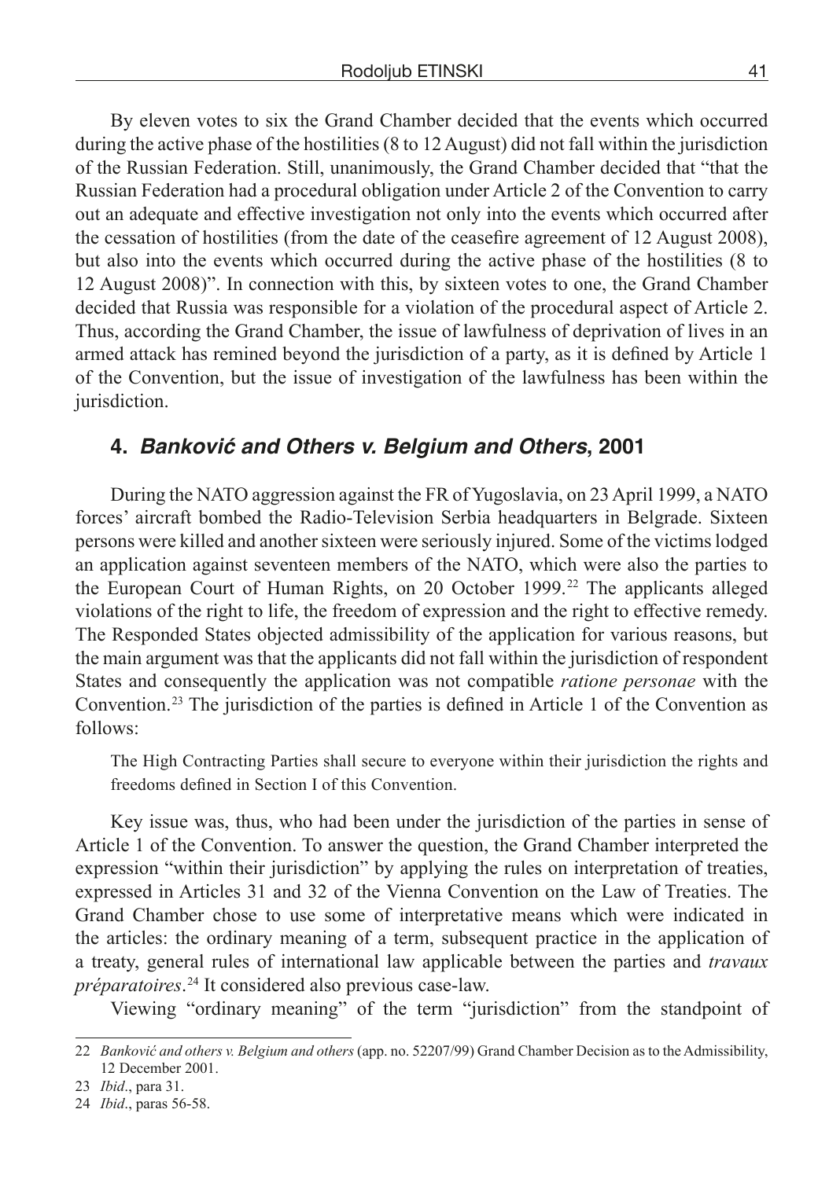By eleven votes to six the Grand Chamber decided that the events which occurred during the active phase of the hostilities (8 to 12 August) did not fall within the jurisdiction of the Russian Federation. Still, unanimously, the Grand Chamber decided that "that the Russian Federation had a procedural obligation under Article 2 of the Convention to carry out an adequate and effective investigation not only into the events which occurred after the cessation of hostilities (from the date of the ceasefire agreement of 12 August 2008), but also into the events which occurred during the active phase of the hostilities (8 to 12 August 2008)". In connection with this, by sixteen votes to one, the Grand Chamber decided that Russia was responsible for a violation of the procedural aspect of Article 2. Thus, according the Grand Chamber, the issue of lawfulness of deprivation of lives in an armed attack has remined beyond the jurisdiction of a party, as it is defined by Article 1 of the Convention, but the issue of investigation of the lawfulness has been within the jurisdiction.

## 4. *Banković and Others v. Belgium and Others*, 2001

During the NATO aggression against the FR of Yugoslavia, on 23 April 1999, a NATO forces' aircraft bombed the Radio-Television Serbia headquarters in Belgrade. Sixteen persons were killed and another sixteen were seriously injured. Some of the victims lodged an application against seventeen members of the NATO, which were also the parties to the European Court of Human Rights, on 20 October 1999.[22] The applicants alleged violations of the right to life, the freedom of expression and the right to effective remedy. The Responded States objected admissibility of the application for various reasons, but the main argument was that the applicants did not fall within the jurisdiction of respondent States and consequently the application was not compatible *ratione personae* with the Convention.[23] The jurisdiction of the parties is defined in Article 1 of the Convention as follows:

> The High Contracting Parties shall secure to everyone within their jurisdiction the rights and freedoms defined in Section I of this Convention.

Key issue was, thus, who had been under the jurisdiction of the parties in sense of Article 1 of the Convention. To answer the question, the Grand Chamber interpreted the expression "within their jurisdiction" by applying the rules on interpretation of treaties, expressed in Articles 31 and 32 of the Vienna Convention on the Law of Treaties. The Grand Chamber chose to use some of interpretative means which were indicated in the articles: the ordinary meaning of a term, subsequent practice in the application of a treaty, general rules of international law applicable between the parties and *travaux préparatoires*.[24] It considered also previous case-law.

Viewing "ordinary meaning" of the term "jurisdiction" from the standpoint of

---

22 *Banković and others v. Belgium and others* (app. no. 52207/99) Grand Chamber Decision as to the Admissibility, 12 December 2001.

23 *Ibid*., para 31.

24 *Ibid*., paras 56-58.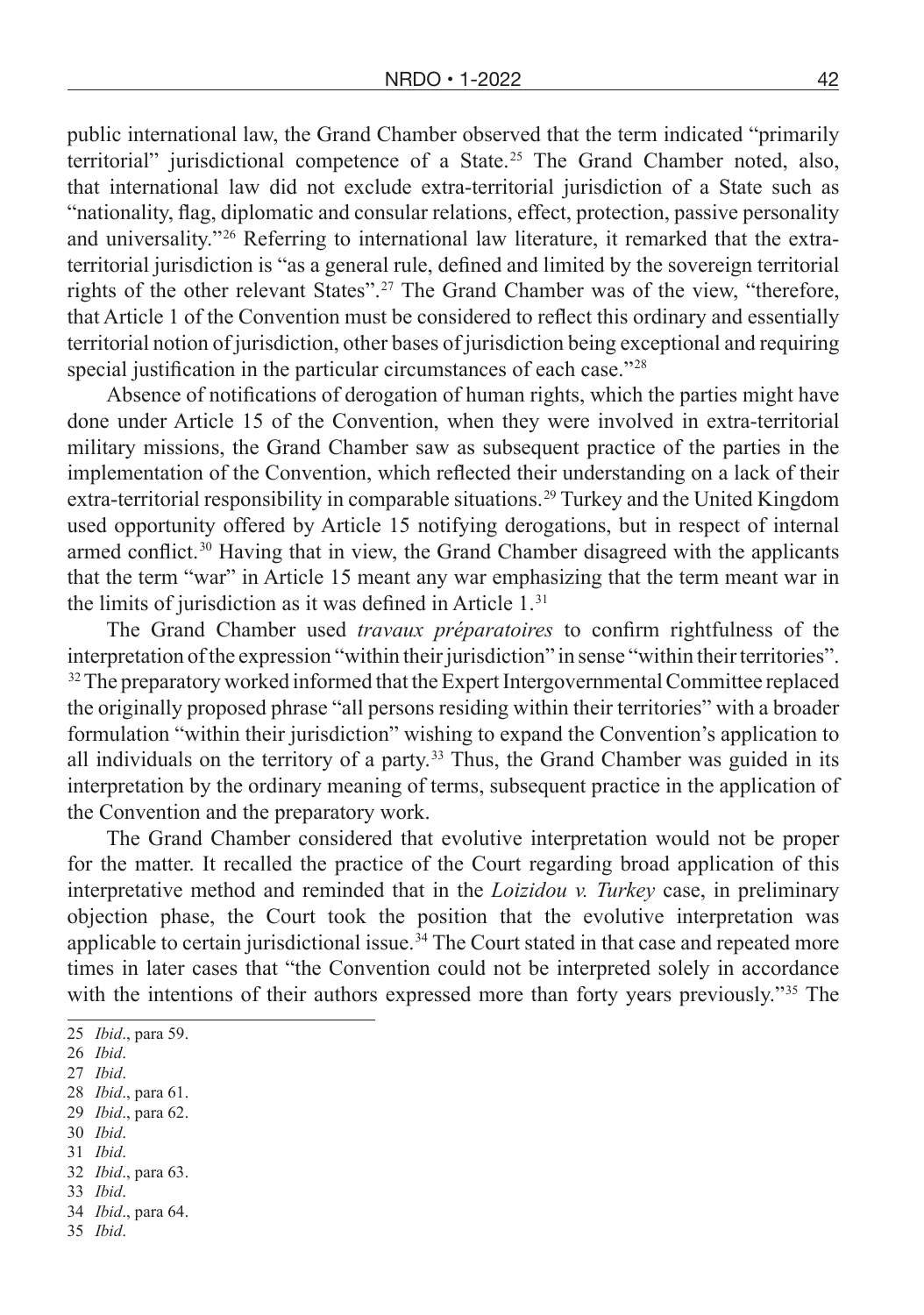public international law, the Grand Chamber observed that the term indicated "primarily territorial" jurisdictional competence of a State.[25] The Grand Chamber noted, also, that international law did not exclude extra-territorial jurisdiction of a State such as "nationality, flag, diplomatic and consular relations, effect, protection, passive personality and universality."[26] Referring to international law literature, it remarked that the extra-territorial jurisdiction is "as a general rule, defined and limited by the sovereign territorial rights of the other relevant States".[27] The Grand Chamber was of the view, "therefore, that Article 1 of the Convention must be considered to reflect this ordinary and essentially territorial notion of jurisdiction, other bases of jurisdiction being exceptional and requiring special justification in the particular circumstances of each case."[28]

Absence of notifications of derogation of human rights, which the parties might have done under Article 15 of the Convention, when they were involved in extra-territorial military missions, the Grand Chamber saw as subsequent practice of the parties in the implementation of the Convention, which reflected their understanding on a lack of their extra-territorial responsibility in comparable situations.[29] Turkey and the United Kingdom used opportunity offered by Article 15 notifying derogations, but in respect of internal armed conflict.[30] Having that in view, the Grand Chamber disagreed with the applicants that the term "war" in Article 15 meant any war emphasizing that the term meant war in the limits of jurisdiction as it was defined in Article 1.[31]

The Grand Chamber used *travaux préparatoires* to confirm rightfulness of the interpretation of the expression "within their jurisdiction" in sense "within their territories".[32] The preparatory worked informed that the Expert Intergovernmental Committee replaced the originally proposed phrase "all persons residing within their territories" with a broader formulation "within their jurisdiction" wishing to expand the Convention's application to all individuals on the territory of a party.[33] Thus, the Grand Chamber was guided in its interpretation by the ordinary meaning of terms, subsequent practice in the application of the Convention and the preparatory work.

The Grand Chamber considered that evolutive interpretation would not be proper for the matter. It recalled the practice of the Court regarding broad application of this interpretative method and reminded that in the *Loizidou v. Turkey* case, in preliminary objection phase, the Court took the position that the evolutive interpretation was applicable to certain jurisdictional issue.[34] The Court stated in that case and repeated more times in later cases that "the Convention could not be interpreted solely in accordance with the intentions of their authors expressed more than forty years previously."[35] The

---

25 *Ibid*., para 59.

26 *Ibid*.

27 *Ibid*.

28 *Ibid*., para 61.

29 *Ibid*., para 62.

30 *Ibid*.

31 *Ibid*.

32 *Ibid*., para 63.

33 *Ibid*.

34 *Ibid*., para 64.

35 *Ibid*.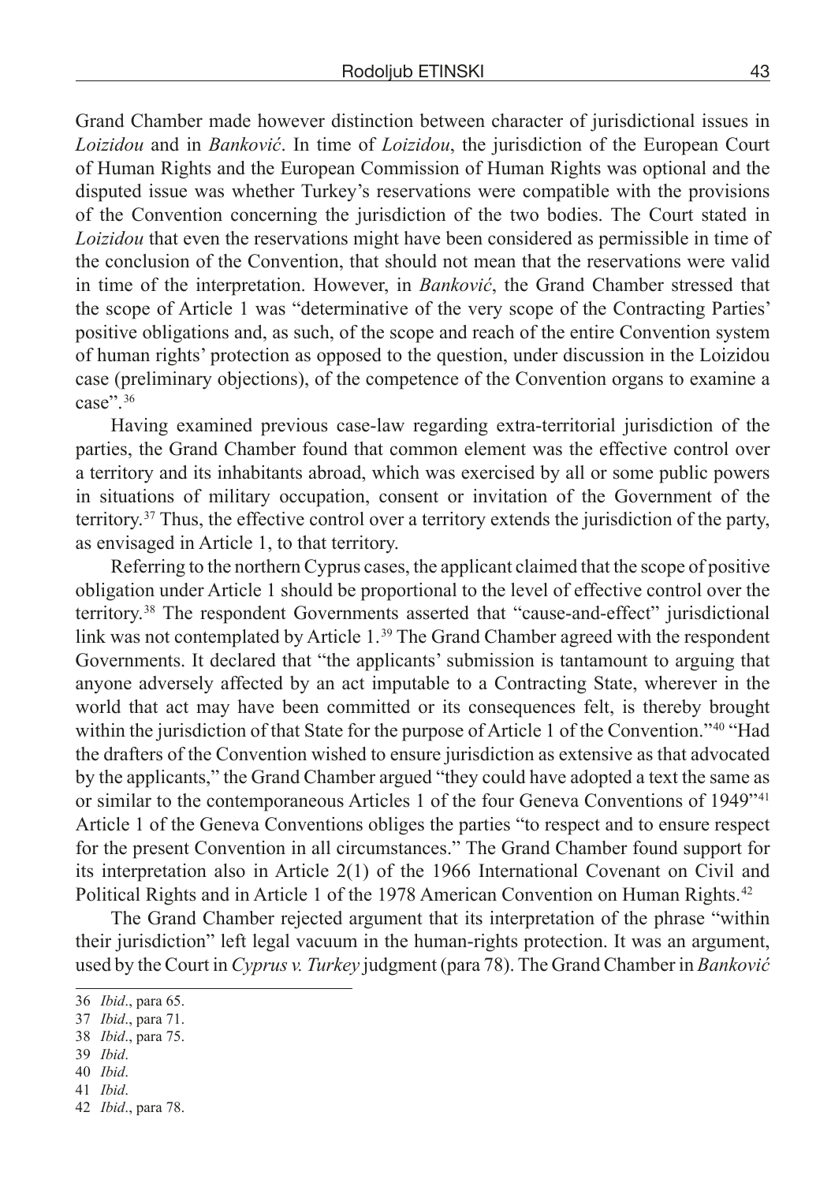Grand Chamber made however distinction between character of jurisdictional issues in *Loizidou* and in *Banković*. In time of *Loizidou*, the jurisdiction of the European Court of Human Rights and the European Commission of Human Rights was optional and the disputed issue was whether Turkey's reservations were compatible with the provisions of the Convention concerning the jurisdiction of the two bodies. The Court stated in *Loizidou* that even the reservations might have been considered as permissible in time of the conclusion of the Convention, that should not mean that the reservations were valid in time of the interpretation. However, in *Banković*, the Grand Chamber stressed that the scope of Article 1 was "determinative of the very scope of the Contracting Parties' positive obligations and, as such, of the scope and reach of the entire Convention system of human rights' protection as opposed to the question, under discussion in the Loizidou case (preliminary objections), of the competence of the Convention organs to examine a case".[36]

Having examined previous case-law regarding extra-territorial jurisdiction of the parties, the Grand Chamber found that common element was the effective control over a territory and its inhabitants abroad, which was exercised by all or some public powers in situations of military occupation, consent or invitation of the Government of the territory.[37] Thus, the effective control over a territory extends the jurisdiction of the party, as envisaged in Article 1, to that territory.

Referring to the northern Cyprus cases, the applicant claimed that the scope of positive obligation under Article 1 should be proportional to the level of effective control over the territory.[38] The respondent Governments asserted that "cause-and-effect" jurisdictional link was not contemplated by Article 1.[39] The Grand Chamber agreed with the respondent Governments. It declared that "the applicants' submission is tantamount to arguing that anyone adversely affected by an act imputable to a Contracting State, wherever in the world that act may have been committed or its consequences felt, is thereby brought within the jurisdiction of that State for the purpose of Article 1 of the Convention."[40] "Had the drafters of the Convention wished to ensure jurisdiction as extensive as that advocated by the applicants," the Grand Chamber argued "they could have adopted a text the same as or similar to the contemporaneous Articles 1 of the four Geneva Conventions of 1949"[41] Article 1 of the Geneva Conventions obliges the parties "to respect and to ensure respect for the present Convention in all circumstances." The Grand Chamber found support for its interpretation also in Article 2(1) of the 1966 International Covenant on Civil and Political Rights and in Article 1 of the 1978 American Convention on Human Rights.[42]

The Grand Chamber rejected argument that its interpretation of the phrase "within their jurisdiction" left legal vacuum in the human-rights protection. It was an argument, used by the Court in *Cyprus v. Turkey* judgment (para 78). The Grand Chamber in *Banković*

---

36 *Ibid*., para 65.

37 *Ibid*., para 71.

38 *Ibid*., para 75.

39 *Ibid*.

40 *Ibid*.

41 *Ibid*.

42 *Ibid*., para 78.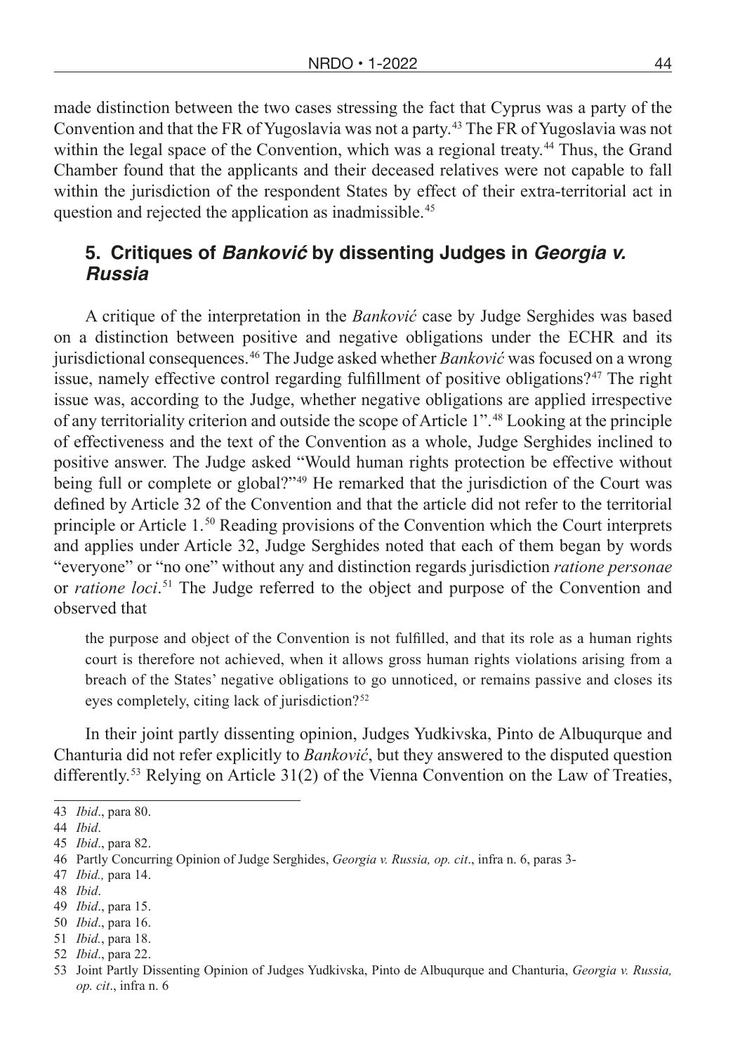made distinction between the two cases stressing the fact that Cyprus was a party of the Convention and that the FR of Yugoslavia was not a party.[43] The FR of Yugoslavia was not within the legal space of the Convention, which was a regional treaty.[44] Thus, the Grand Chamber found that the applicants and their deceased relatives were not capable to fall within the jurisdiction of the respondent States by effect of their extra-territorial act in question and rejected the application as inadmissible.[45]

## 5. Critiques of *Banković* by dissenting Judges in *Georgia v. Russia*

A critique of the interpretation in the *Banković* case by Judge Serghides was based on a distinction between positive and negative obligations under the ECHR and its jurisdictional consequences.[46] The Judge asked whether *Banković* was focused on a wrong issue, namely effective control regarding fulfillment of positive obligations?[47] The right issue was, according to the Judge, whether negative obligations are applied irrespective of any territoriality criterion and outside the scope of Article 1".[48] Looking at the principle of effectiveness and the text of the Convention as a whole, Judge Serghides inclined to positive answer. The Judge asked "Would human rights protection be effective without being full or complete or global?"[49] He remarked that the jurisdiction of the Court was defined by Article 32 of the Convention and that the article did not refer to the territorial principle or Article 1.[50] Reading provisions of the Convention which the Court interprets and applies under Article 32, Judge Serghides noted that each of them began by words "everyone" or "no one" without any and distinction regards jurisdiction *ratione personae* or *ratione loci*.[51] The Judge referred to the object and purpose of the Convention and observed that

> the purpose and object of the Convention is not fulfilled, and that its role as a human rights court is therefore not achieved, when it allows gross human rights violations arising from a breach of the States' negative obligations to go unnoticed, or remains passive and closes its eyes completely, citing lack of jurisdiction?[52]

In their joint partly dissenting opinion, Judges Yudkivska, Pinto de Albuqurque and Chanturia did not refer explicitly to *Banković*, but they answered to the disputed question differently.[53] Relying on Article 31(2) of the Vienna Convention on the Law of Treaties,

---

43 *Ibid*., para 80.

44 *Ibid*.

45 *Ibid*., para 82.

46 Partly Concurring Opinion of Judge Serghides, *Georgia v. Russia, op. cit*., infra n. 6, paras 3-

47 *Ibid.,* para 14.

48 *Ibid*.

49 *Ibid*., para 15.

50 *Ibid*., para 16.

51 *Ibid.*, para 18.

52 *Ibid*., para 22.

53 Joint Partly Dissenting Opinion of Judges Yudkivska, Pinto de Albuqurque and Chanturia, *Georgia v. Russia, op. cit*., infra n. 6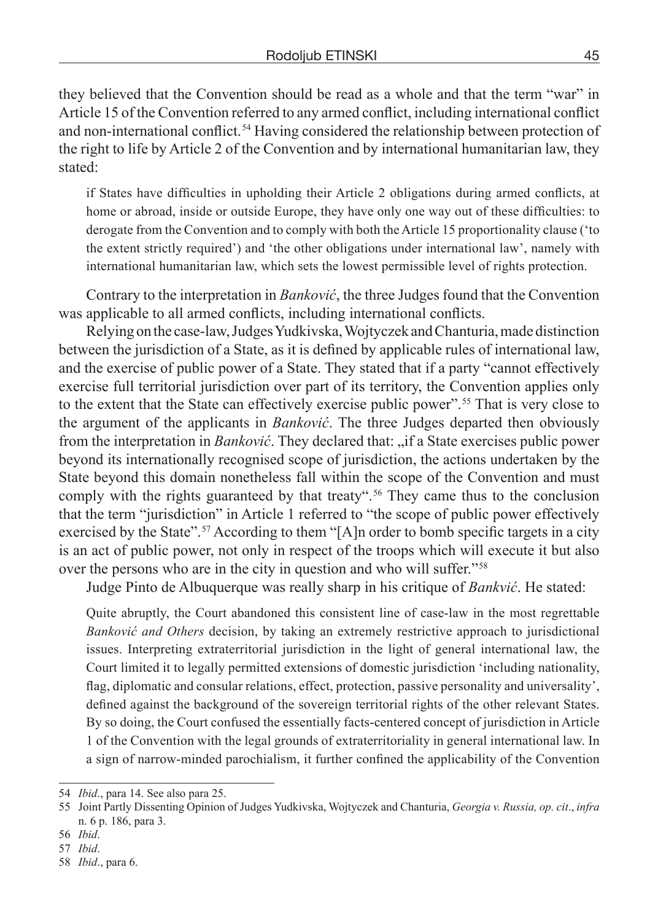they believed that the Convention should be read as a whole and that the term "war" in Article 15 of the Convention referred to any armed conflict, including international conflict and non-international conflict.[54] Having considered the relationship between protection of the right to life by Article 2 of the Convention and by international humanitarian law, they stated:

> if States have difficulties in upholding their Article 2 obligations during armed conflicts, at home or abroad, inside or outside Europe, they have only one way out of these difficulties: to derogate from the Convention and to comply with both the Article 15 proportionality clause ('to the extent strictly required') and 'the other obligations under international law', namely with international humanitarian law, which sets the lowest permissible level of rights protection.

Contrary to the interpretation in *Banković*, the three Judges found that the Convention was applicable to all armed conflicts, including international conflicts.

Relying on the case-law, Judges Yudkivska, Wojtyczek and Chanturia, made distinction between the jurisdiction of a State, as it is defined by applicable rules of international law, and the exercise of public power of a State. They stated that if a party "cannot effectively exercise full territorial jurisdiction over part of its territory, the Convention applies only to the extent that the State can effectively exercise public power".[55] That is very close to the argument of the applicants in *Banković*. The three Judges departed then obviously from the interpretation in *Banković*. They declared that: „if a State exercises public power beyond its internationally recognised scope of jurisdiction, the actions undertaken by the State beyond this domain nonetheless fall within the scope of the Convention and must comply with the rights guaranteed by that treaty".[56] They came thus to the conclusion that the term "jurisdiction" in Article 1 referred to "the scope of public power effectively exercised by the State".[57] According to them "[A]n order to bomb specific targets in a city is an act of public power, not only in respect of the troops which will execute it but also over the persons who are in the city in question and who will suffer."[58]

Judge Pinto de Albuquerque was really sharp in his critique of *Bankvić*. He stated:

> Quite abruptly, the Court abandoned this consistent line of case-law in the most regrettable *Banković and Others* decision, by taking an extremely restrictive approach to jurisdictional issues. Interpreting extraterritorial jurisdiction in the light of general international law, the Court limited it to legally permitted extensions of domestic jurisdiction 'including nationality, flag, diplomatic and consular relations, effect, protection, passive personality and universality', defined against the background of the sovereign territorial rights of the other relevant States. By so doing, the Court confused the essentially facts-centered concept of jurisdiction in Article 1 of the Convention with the legal grounds of extraterritoriality in general international law. In a sign of narrow-minded parochialism, it further confined the applicability of the Convention

---

54 *Ibid*., para 14. See also para 25.

55 Joint Partly Dissenting Opinion of Judges Yudkivska, Wojtyczek and Chanturia, *Georgia v. Russia, op. cit*., *infra* n. 6 p. 186, para 3.

56 *Ibid*.

57 *Ibid*.

58 *Ibid*., para 6.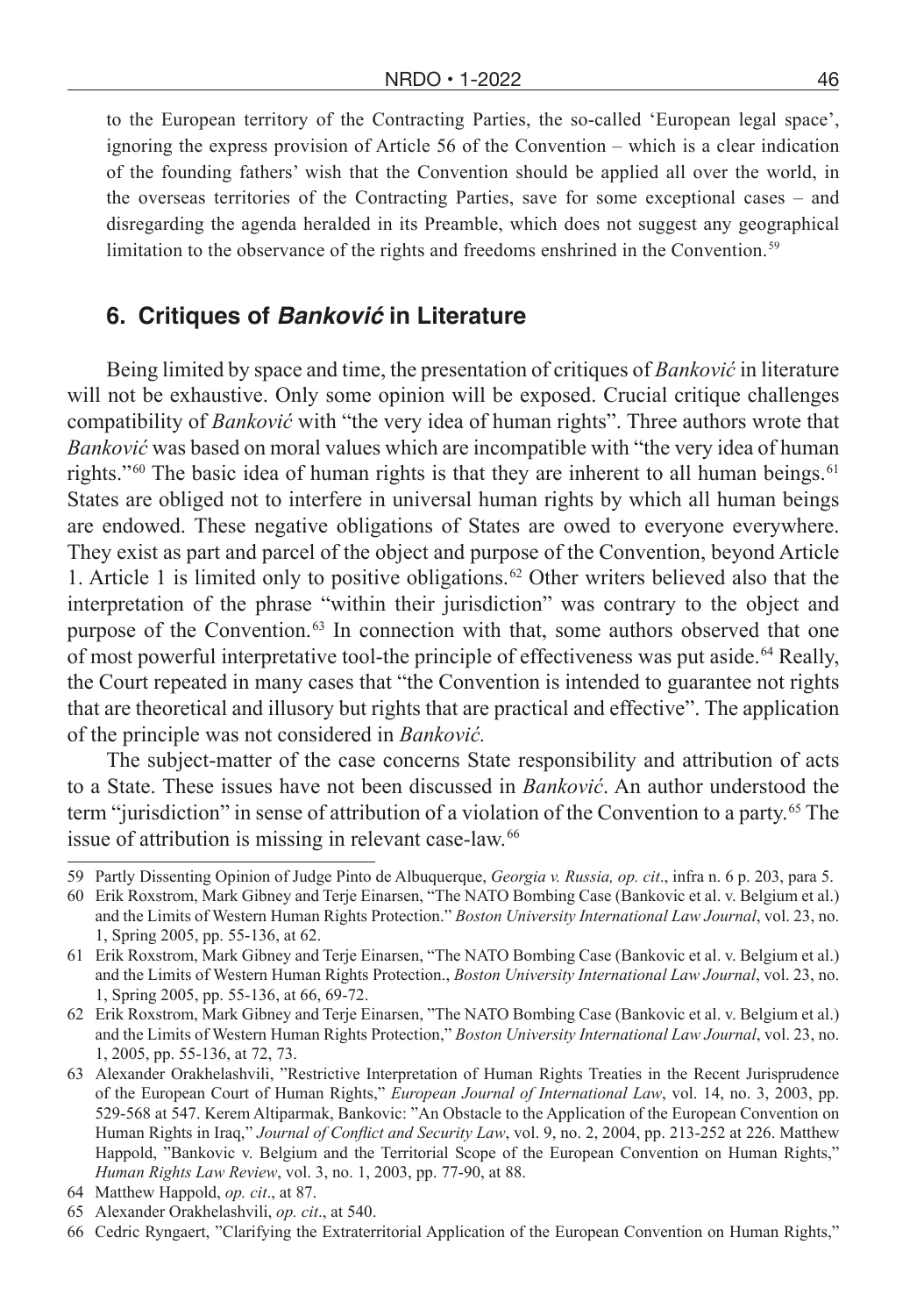to the European territory of the Contracting Parties, the so-called 'European legal space', ignoring the express provision of Article 56 of the Convention – which is a clear indication of the founding fathers' wish that the Convention should be applied all over the world, in the overseas territories of the Contracting Parties, save for some exceptional cases – and disregarding the agenda heralded in its Preamble, which does not suggest any geographical limitation to the observance of the rights and freedoms enshrined in the Convention.[59]

## 6. Critiques of *Banković* in Literature

Being limited by space and time, the presentation of critiques of *Banković* in literature will not be exhaustive. Only some opinion will be exposed. Crucial critique challenges compatibility of *Banković* with "the very idea of human rights". Three authors wrote that *Banković* was based on moral values which are incompatible with "the very idea of human rights."[60] The basic idea of human rights is that they are inherent to all human beings.[61] States are obliged not to interfere in universal human rights by which all human beings are endowed. These negative obligations of States are owed to everyone everywhere. They exist as part and parcel of the object and purpose of the Convention, beyond Article 1. Article 1 is limited only to positive obligations.[62] Other writers believed also that the interpretation of the phrase "within their jurisdiction" was contrary to the object and purpose of the Convention.[63] In connection with that, some authors observed that one of most powerful interpretative tool-the principle of effectiveness was put aside.[64] Really, the Court repeated in many cases that "the Convention is intended to guarantee not rights that are theoretical and illusory but rights that are practical and effective". The application of the principle was not considered in *Banković.*

The subject-matter of the case concerns State responsibility and attribution of acts to a State. These issues have not been discussed in *Banković*. An author understood the term "jurisdiction" in sense of attribution of a violation of the Convention to a party.[65] The issue of attribution is missing in relevant case-law.[66]

---

59 Partly Dissenting Opinion of Judge Pinto de Albuquerque, *Georgia v. Russia, op. cit*., infra n. 6 p. 203, para 5.

60 Erik Roxstrom, Mark Gibney and Terje Einarsen, "The NATO Bombing Case (Bankovic et al. v. Belgium et al.) and the Limits of Western Human Rights Protection." *Boston University International Law Journal*, vol. 23, no. 1, Spring 2005, pp. 55-136, at 62.

61 Erik Roxstrom, Mark Gibney and Terje Einarsen, "The NATO Bombing Case (Bankovic et al. v. Belgium et al.) and the Limits of Western Human Rights Protection., *Boston University International Law Journal*, vol. 23, no. 1, Spring 2005, pp. 55-136, at 66, 69-72.

62 Erik Roxstrom, Mark Gibney and Terje Einarsen, "The NATO Bombing Case (Bankovic et al. v. Belgium et al.) and the Limits of Western Human Rights Protection," *Boston University International Law Journal*, vol. 23, no. 1, 2005, pp. 55-136, at 72, 73.

63 Alexander Orakhelashvili, "Restrictive Interpretation of Human Rights Treaties in the Recent Jurisprudence of the European Court of Human Rights," *European Journal of International Law*, vol. 14, no. 3, 2003, pp. 529-568 at 547. Kerem Altiparmak, Bankovic: "An Obstacle to the Application of the European Convention on Human Rights in Iraq," *Journal of Conflict and Security Law*, vol. 9, no. 2, 2004, pp. 213-252 at 226. Matthew Happold, "Bankovic v. Belgium and the Territorial Scope of the European Convention on Human Rights," *Human Rights Law Review*, vol. 3, no. 1, 2003, pp. 77-90, at 88.

64 Matthew Happold, *op. cit*., at 87.

65 Alexander Orakhelashvili, *op. cit*., at 540.

66 Cedric Ryngaert, "Clarifying the Extraterritorial Application of the European Convention on Human Rights,"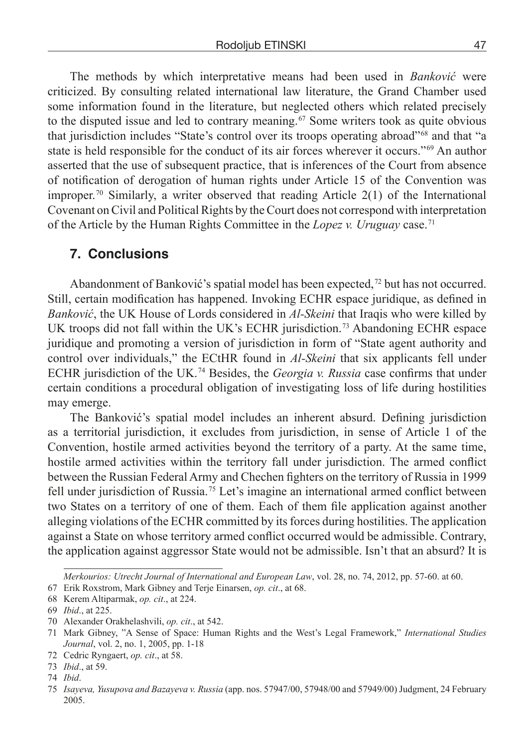The methods by which interpretative means had been used in *Banković* were criticized. By consulting related international law literature, the Grand Chamber used some information found in the literature, but neglected others which related precisely to the disputed issue and led to contrary meaning.[67] Some writers took as quite obvious that jurisdiction includes "State's control over its troops operating abroad"[68] and that "a state is held responsible for the conduct of its air forces wherever it occurs."[69] An author asserted that the use of subsequent practice, that is inferences of the Court from absence of notification of derogation of human rights under Article 15 of the Convention was improper.[70] Similarly, a writer observed that reading Article 2(1) of the International Covenant on Civil and Political Rights by the Court does not correspond with interpretation of the Article by the Human Rights Committee in the *Lopez v. Uruguay* case.[71]

## 7. Conclusions

Abandonment of Banković's spatial model has been expected,[72] but has not occurred. Still, certain modification has happened. Invoking ECHR espace juridique, as defined in *Banković*, the UK House of Lords considered in *Al-Skeini* that Iraqis who were killed by UK troops did not fall within the UK's ECHR jurisdiction.[73] Abandoning ECHR espace juridique and promoting a version of jurisdiction in form of "State agent authority and control over individuals," the ECtHR found in *Al-Skeini* that six applicants fell under ECHR jurisdiction of the UK.[74] Besides, the *Georgia v. Russia* case confirms that under certain conditions a procedural obligation of investigating loss of life during hostilities may emerge.

The Banković's spatial model includes an inherent absurd. Defining jurisdiction as a territorial jurisdiction, it excludes from jurisdiction, in sense of Article 1 of the Convention, hostile armed activities beyond the territory of a party. At the same time, hostile armed activities within the territory fall under jurisdiction. The armed conflict between the Russian Federal Army and Chechen fighters on the territory of Russia in 1999 fell under jurisdiction of Russia.[75] Let's imagine an international armed conflict between two States on a territory of one of them. Each of them file application against another alleging violations of the ECHR committed by its forces during hostilities. The application against a State on whose territory armed conflict occurred would be admissible. Contrary, the application against aggressor State would not be admissible. Isn't that an absurd? It is

---

*Merkourios: Utrecht Journal of International and European Law*, vol. 28, no. 74, 2012, pp. 57-60. at 60.

67 Erik Roxstrom, Mark Gibney and Terje Einarsen, *op. cit*., at 68.

68 Kerem Altiparmak, *op. cit*., at 224.

69 *Ibid*., at 225.

70 Alexander Orakhelashvili, *op. cit*., at 542.

71 Mark Gibney, "A Sense of Space: Human Rights and the West's Legal Framework," *International Studies Journal*, vol. 2, no. 1, 2005, pp. 1-18

72 Cedric Ryngaert, *op. cit*., at 58.

73 *Ibid*., at 59.

74 *Ibid*.

75 *Isayeva, Yusupova and Bazayeva v. Russia* (app. nos. 57947/00, 57948/00 and 57949/00) Judgment, 24 February 2005.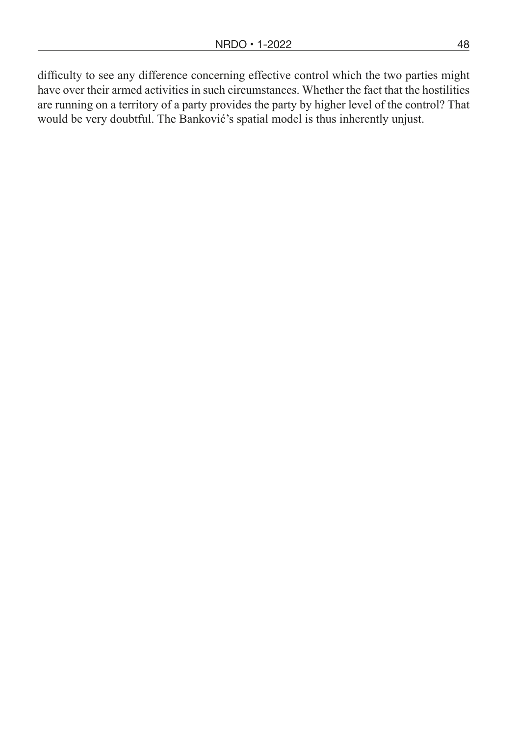difficulty to see any difference concerning effective control which the two parties might have over their armed activities in such circumstances. Whether the fact that the hostilities are running on a territory of a party provides the party by higher level of the control? That would be very doubtful. The Banković's spatial model is thus inherently unjust.